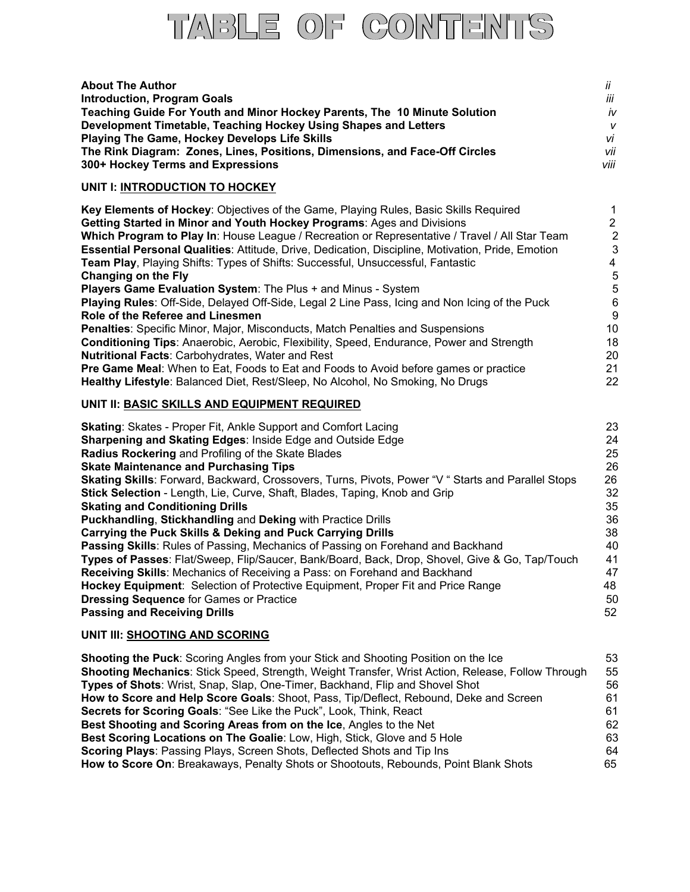# TABLE OF CONTENTS

| | |
|---|---|
| **About The Author** | *ii* |
| **Introduction, Program Goals** | *iii* |
| **Teaching Guide For Youth and Minor Hockey Parents, The 10 Minute Solution** | *iv* |
| **Development Timetable, Teaching Hockey Using Shapes and Letters** | *v* |
| **Playing The Game, Hockey Develops Life Skills** | *vi* |
| **The Rink Diagram: Zones, Lines, Positions, Dimensions, and Face-Off Circles** | *vii* |
| **300+ Hockey Terms and Expressions** | *viii* |

## UNIT I: INTRODUCTION TO HOCKEY

| | |
|---|---|
| **Key Elements of Hockey**: Objectives of the Game, Playing Rules, Basic Skills Required | 1 |
| **Getting Started in Minor and Youth Hockey Programs**: Ages and Divisions | 2 |
| **Which Program to Play In**: House League / Recreation or Representative / Travel / All Star Team | 2 |
| **Essential Personal Qualities**: Attitude, Drive, Dedication, Discipline, Motivation, Pride, Emotion | 3 |
| **Team Play**, Playing Shifts: Types of Shifts: Successful, Unsuccessful, Fantastic | 4 |
| **Changing on the Fly** | 5 |
| **Players Game Evaluation System**: The Plus + and Minus - System | 5 |
| **Playing Rules**: Off-Side, Delayed Off-Side, Legal 2 Line Pass, Icing and Non Icing of the Puck | 6 |
| **Role of the Referee and Linesmen** | 9 |
| **Penalties**: Specific Minor, Major, Misconducts, Match Penalties and Suspensions | 10 |
| **Conditioning Tips**: Anaerobic, Aerobic, Flexibility, Speed, Endurance, Power and Strength | 18 |
| **Nutritional Facts**: Carbohydrates, Water and Rest | 20 |
| **Pre Game Meal**: When to Eat, Foods to Eat and Foods to Avoid before games or practice | 21 |
| **Healthy Lifestyle**: Balanced Diet, Rest/Sleep, No Alcohol, No Smoking, No Drugs | 22 |

## UNIT II: BASIC SKILLS AND EQUIPMENT REQUIRED

| | |
|---|---|
| **Skating**: Skates - Proper Fit, Ankle Support and Comfort Lacing | 23 |
| **Sharpening and Skating Edges**: Inside Edge and Outside Edge | 24 |
| **Radius Rockering** and Profiling of the Skate Blades | 25 |
| **Skate Maintenance and Purchasing Tips** | 26 |
| **Skating Skills**: Forward, Backward, Crossovers, Turns, Pivots, Power "V " Starts and Parallel Stops | 26 |
| **Stick Selection** - Length, Lie, Curve, Shaft, Blades, Taping, Knob and Grip | 32 |
| **Skating and Conditioning Drills** | 35 |
| **Puckhandling**, **Stickhandling** and **Deking** with Practice Drills | 36 |
| **Carrying the Puck Skills & Deking and Puck Carrying Drills** | 38 |
| **Passing Skills**: Rules of Passing, Mechanics of Passing on Forehand and Backhand | 40 |
| **Types of Passes**: Flat/Sweep, Flip/Saucer, Bank/Board, Back, Drop, Shovel, Give & Go, Tap/Touch | 41 |
| **Receiving Skills**: Mechanics of Receiving a Pass: on Forehand and Backhand | 47 |
| **Hockey Equipment**: Selection of Protective Equipment, Proper Fit and Price Range | 48 |
| **Dressing Sequence** for Games or Practice | 50 |
| **Passing and Receiving Drills** | 52 |

## UNIT III: SHOOTING AND SCORING

| | |
|---|---|
| **Shooting the Puck**: Scoring Angles from your Stick and Shooting Position on the Ice | 53 |
| **Shooting Mechanics**: Stick Speed, Strength, Weight Transfer, Wrist Action, Release, Follow Through | 55 |
| **Types of Shots**: Wrist, Snap, Slap, One-Timer, Backhand, Flip and Shovel Shot | 56 |
| **How to Score and Help Score Goals**: Shoot, Pass, Tip/Deflect, Rebound, Deke and Screen | 61 |
| **Secrets for Scoring Goals**: "See Like the Puck", Look, Think, React | 61 |
| **Best Shooting and Scoring Areas from on the Ice**, Angles to the Net | 62 |
| **Best Scoring Locations on The Goalie**: Low, High, Stick, Glove and 5 Hole | 63 |
| **Scoring Plays**: Passing Plays, Screen Shots, Deflected Shots and Tip Ins | 64 |
| **How to Score On**: Breakaways, Penalty Shots or Shootouts, Rebounds, Point Blank Shots | 65 |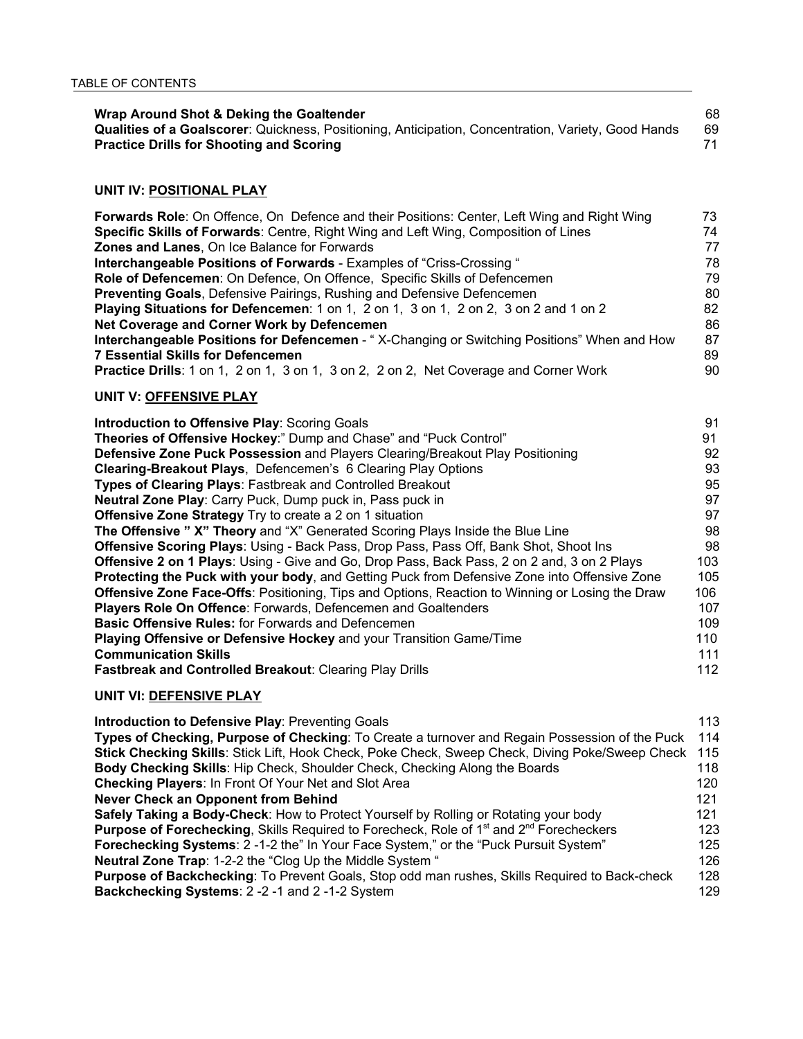TABLE OF CONTENTS

| | |
|---|---|
| **Wrap Around Shot & Deking the Goaltender** | 68 |
| **Qualities of a Goalscorer**: Quickness, Positioning, Anticipation, Concentration, Variety, Good Hands | 69 |
| **Practice Drills for Shooting and Scoring** | 71 |

## UNIT IV: POSITIONAL PLAY

| | |
|---|---|
| **Forwards Role**: On Offence, On Defence and their Positions: Center, Left Wing and Right Wing | 73 |
| **Specific Skills of Forwards**: Centre, Right Wing and Left Wing, Composition of Lines | 74 |
| **Zones and Lanes**, On Ice Balance for Forwards | 77 |
| **Interchangeable Positions of Forwards** - Examples of "Criss-Crossing " | 78 |
| **Role of Defencemen**: On Defence, On Offence, Specific Skills of Defencemen | 79 |
| **Preventing Goals**, Defensive Pairings, Rushing and Defensive Defencemen | 80 |
| **Playing Situations for Defencemen**: 1 on 1, 2 on 1, 3 on 1, 2 on 2, 3 on 2 and 1 on 2 | 82 |
| **Net Coverage and Corner Work by Defencemen** | 86 |
| **Interchangeable Positions for Defencemen** - " X-Changing or Switching Positions" When and How | 87 |
| **7 Essential Skills for Defencemen** | 89 |
| **Practice Drills**: 1 on 1, 2 on 1, 3 on 1, 3 on 2, 2 on 2, Net Coverage and Corner Work | 90 |

## UNIT V: OFFENSIVE PLAY

| | |
|---|---|
| **Introduction to Offensive Play**: Scoring Goals | 91 |
| **Theories of Offensive Hockey**:" Dump and Chase" and "Puck Control" | 91 |
| **Defensive Zone Puck Possession** and Players Clearing/Breakout Play Positioning | 92 |
| **Clearing-Breakout Plays**, Defencemen's 6 Clearing Play Options | 93 |
| **Types of Clearing Plays**: Fastbreak and Controlled Breakout | 95 |
| **Neutral Zone Play**: Carry Puck, Dump puck in, Pass puck in | 97 |
| **Offensive Zone Strategy** Try to create a 2 on 1 situation | 97 |
| **The Offensive " X" Theory** and "X" Generated Scoring Plays Inside the Blue Line | 98 |
| **Offensive Scoring Plays**: Using - Back Pass, Drop Pass, Pass Off, Bank Shot, Shoot Ins | 98 |
| **Offensive 2 on 1 Plays**: Using - Give and Go, Drop Pass, Back Pass, 2 on 2 and, 3 on 2 Plays | 103 |
| **Protecting the Puck with your body**, and Getting Puck from Defensive Zone into Offensive Zone | 105 |
| **Offensive Zone Face-Offs**: Positioning, Tips and Options, Reaction to Winning or Losing the Draw | 106 |
| **Players Role On Offence**: Forwards, Defencemen and Goaltenders | 107 |
| **Basic Offensive Rules:** for Forwards and Defencemen | 109 |
| **Playing Offensive or Defensive Hockey** and your Transition Game/Time | 110 |
| **Communication Skills** | 111 |
| **Fastbreak and Controlled Breakout**: Clearing Play Drills | 112 |

## UNIT VI: DEFENSIVE PLAY

| | |
|---|---|
| **Introduction to Defensive Play**: Preventing Goals | 113 |
| **Types of Checking, Purpose of Checking**: To Create a turnover and Regain Possession of the Puck | 114 |
| **Stick Checking Skills**: Stick Lift, Hook Check, Poke Check, Sweep Check, Diving Poke/Sweep Check | 115 |
| **Body Checking Skills**: Hip Check, Shoulder Check, Checking Along the Boards | 118 |
| **Checking Players**: In Front Of Your Net and Slot Area | 120 |
| **Never Check an Opponent from Behind** | 121 |
| **Safely Taking a Body-Check**: How to Protect Yourself by Rolling or Rotating your body | 121 |
| **Purpose of Forechecking**, Skills Required to Forecheck, Role of 1st and 2nd Forecheckers | 123 |
| **Forechecking Systems**: 2 -1-2 the" In Your Face System," or the "Puck Pursuit System" | 125 |
| **Neutral Zone Trap**: 1-2-2 the "Clog Up the Middle System " | 126 |
| **Purpose of Backchecking**: To Prevent Goals, Stop odd man rushes, Skills Required to Back-check | 128 |
| **Backchecking Systems**: 2 -2 -1 and 2 -1-2 System | 129 |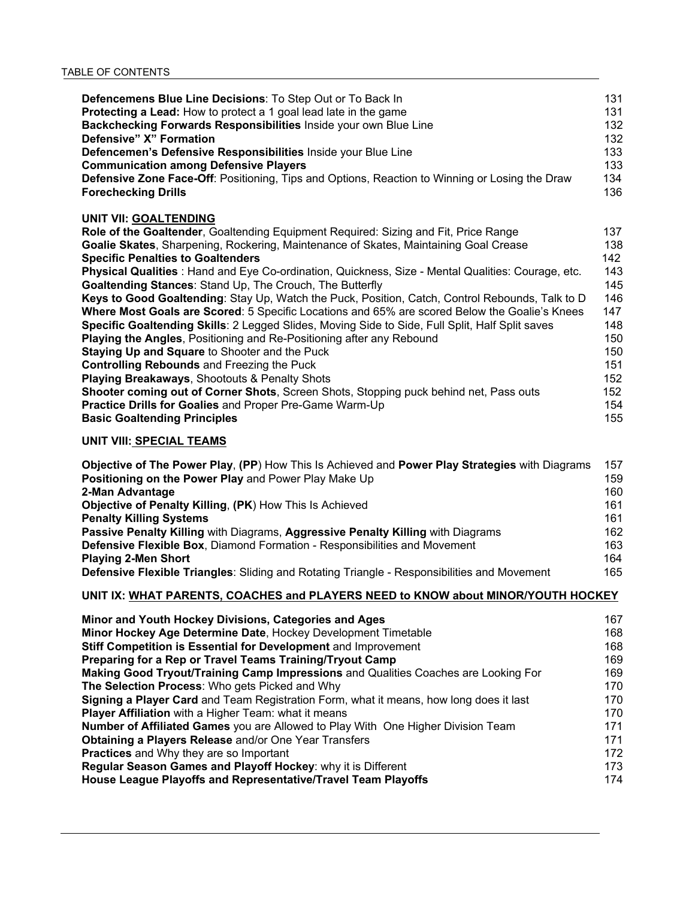**Defencemens Blue Line Decisions**: To Step Out or To Back In 131
**Protecting a Lead:** How to protect a 1 goal lead late in the game 131
**Backchecking Forwards Responsibilities** Inside your own Blue Line 132
**Defensive" X" Formation** 132
**Defencemen's Defensive Responsibilities** Inside your Blue Line 133
**Communication among Defensive Players** 133
**Defensive Zone Face-Off**: Positioning, Tips and Options, Reaction to Winning or Losing the Draw 134
**Forechecking Drills** 136

## UNIT VII: <u>GOALTENDING</u>

**Role of the Goaltender**, Goaltending Equipment Required: Sizing and Fit, Price Range 137
**Goalie Skates**, Sharpening, Rockering, Maintenance of Skates, Maintaining Goal Crease 138
**Specific Penalties to Goaltenders** 142
**Physical Qualities** : Hand and Eye Co-ordination, Quickness, Size - Mental Qualities: Courage, etc. 143
**Goaltending Stances**: Stand Up, The Crouch, The Butterfly 145
**Keys to Good Goaltending**: Stay Up, Watch the Puck, Position, Catch, Control Rebounds, Talk to D 146
**Where Most Goals are Scored**: 5 Specific Locations and 65% are scored Below the Goalie's Knees 147
**Specific Goaltending Skills**: 2 Legged Slides, Moving Side to Side, Full Split, Half Split saves 148
**Playing the Angles**, Positioning and Re-Positioning after any Rebound 150
**Staying Up and Square** to Shooter and the Puck 150
**Controlling Rebounds** and Freezing the Puck 151
**Playing Breakaways**, Shootouts & Penalty Shots 152
**Shooter coming out of Corner Shots**, Screen Shots, Stopping puck behind net, Pass outs 152
**Practice Drills for Goalies** and Proper Pre-Game Warm-Up 154
**Basic Goaltending Principles** 155

## UNIT VIII: <u>SPECIAL TEAMS</u>

**Objective of The Power Play**, **(PP**) How This Is Achieved and **Power Play Strategies** with Diagrams 157
**Positioning on the Power Play** and Power Play Make Up 159
**2-Man Advantage** 160
**Objective of Penalty Killing**, **(PK**) How This Is Achieved 161
**Penalty Killing Systems** 161
**Passive Penalty Killing** with Diagrams, **Aggressive Penalty Killing** with Diagrams 162
**Defensive Flexible Box**, Diamond Formation - Responsibilities and Movement 163
**Playing 2-Men Short** 164
**Defensive Flexible Triangles**: Sliding and Rotating Triangle - Responsibilities and Movement 165

## UNIT IX: <u>WHAT PARENTS, COACHES and PLAYERS NEED to KNOW about MINOR/YOUTH HOCKEY</u>

**Minor and Youth Hockey Divisions, Categories and Ages** 167
**Minor Hockey Age Determine Date**, Hockey Development Timetable 168
**Stiff Competition is Essential for Development** and Improvement 168
**Preparing for a Rep or Travel Teams Training/Tryout Camp** 169
**Making Good Tryout/Training Camp Impressions** and Qualities Coaches are Looking For 169
**The Selection Process**: Who gets Picked and Why 170
**Signing a Player Card** and Team Registration Form, what it means, how long does it last 170
**Player Affiliation** with a Higher Team: what it means 170
**Number of Affiliated Games** you are Allowed to Play With One Higher Division Team 171
**Obtaining a Players Release** and/or One Year Transfers 171
**Practices** and Why they are so Important 172
**Regular Season Games and Playoff Hockey**: why it is Different 173
**House League Playoffs and Representative/Travel Team Playoffs** 174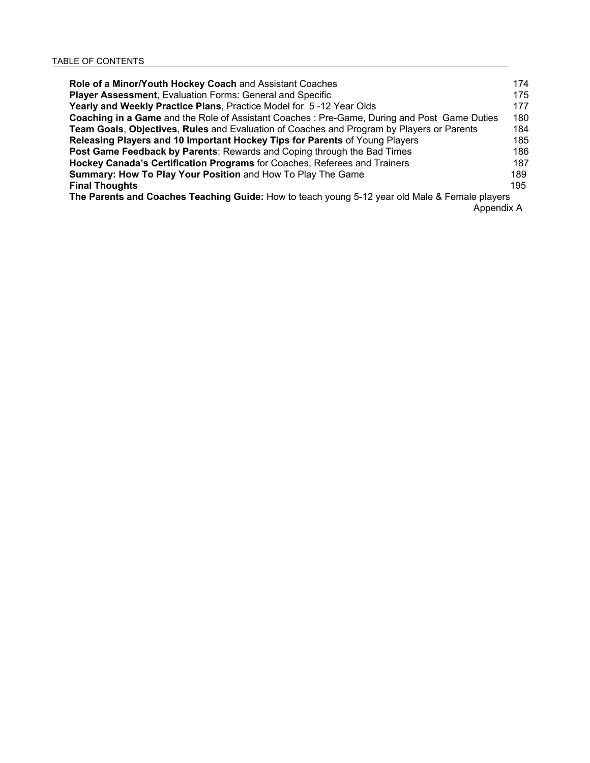TABLE OF CONTENTS

| | |
|---|---|
| **Role of a Minor/Youth Hockey Coach** and Assistant Coaches | 174 |
| **Player Assessment**, Evaluation Forms: General and Specific | 175 |
| **Yearly and Weekly Practice Plans**, Practice Model for 5 -12 Year Olds | 177 |
| **Coaching in a Game** and the Role of Assistant Coaches : Pre-Game, During and Post Game Duties | 180 |
| **Team Goals**, **Objectives**, **Rules** and Evaluation of Coaches and Program by Players or Parents | 184 |
| **Releasing Players and 10 Important Hockey Tips for Parents** of Young Players | 185 |
| **Post Game Feedback by Parents**: Rewards and Coping through the Bad Times | 186 |
| **Hockey Canada's Certification Programs** for Coaches, Referees and Trainers | 187 |
| **Summary: How To Play Your Position** and How To Play The Game | 189 |
| **Final Thoughts** | 195 |
| **The Parents and Coaches Teaching Guide:** How to teach young 5-12 year old Male & Female players | Appendix A |